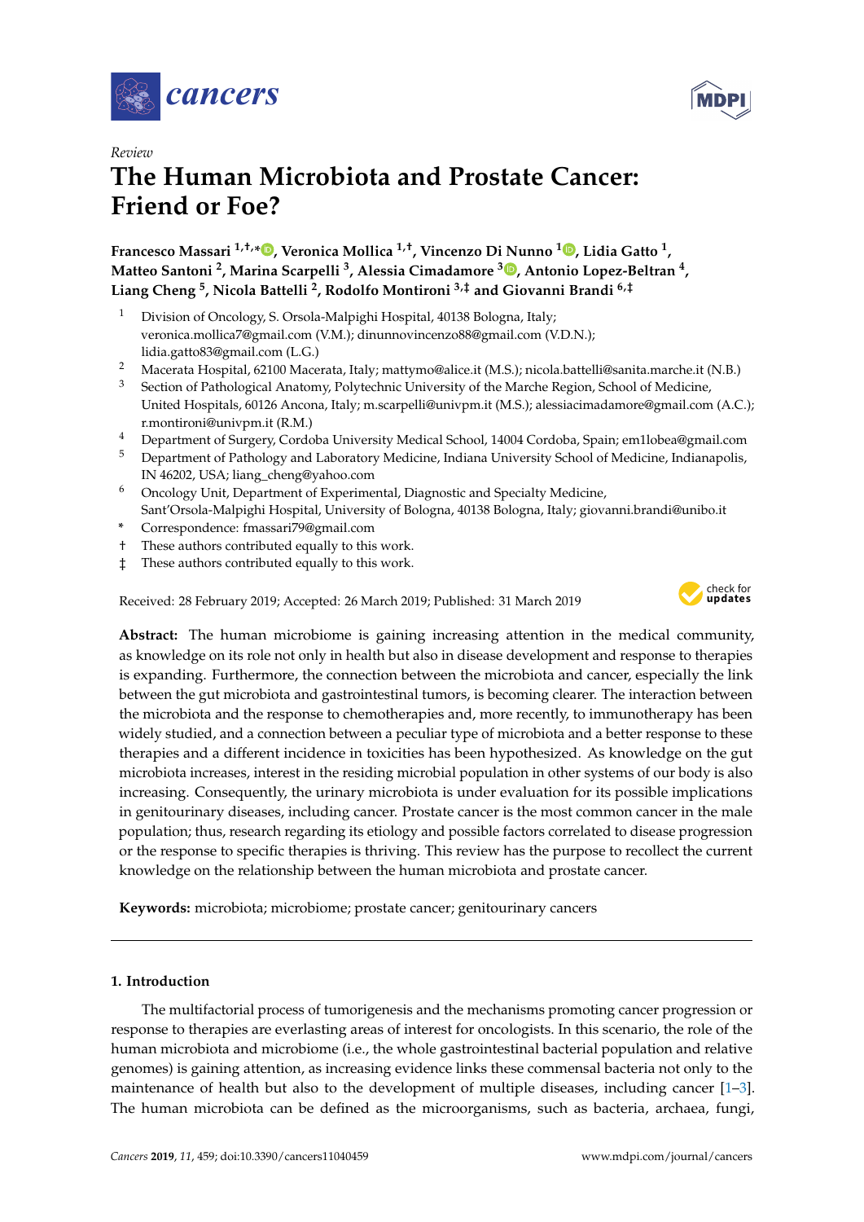*Review*

# The Human Microbiota and Prostate Cancer: Friend or Foe?

**Francesco Massari [1,†,*], Veronica Mollica [1,†], Vincenzo Di Nunno [1], Lidia Gatto [1], Matteo Santoni [2], Marina Scarpelli [3], Alessia Cimadamore [3], Antonio Lopez-Beltran [4], Liang Cheng [5], Nicola Battelli [2], Rodolfo Montironi [3,‡] and Giovanni Brandi [6,‡]**

1. Division of Oncology, S. Orsola-Malpighi Hospital, 40138 Bologna, Italy; veronica.mollica7@gmail.com (V.M.); dinunnovincenzo88@gmail.com (V.D.N.); lidia.gatto83@gmail.com (L.G.)
2. Macerata Hospital, 62100 Macerata, Italy; mattymo@alice.it (M.S.); nicola.battelli@sanita.marche.it (N.B.)
3. Section of Pathological Anatomy, Polytechnic University of the Marche Region, School of Medicine, United Hospitals, 60126 Ancona, Italy; m.scarpelli@univpm.it (M.S.); alessiacimadamore@gmail.com (A.C.); r.montironi@univpm.it (R.M.)
4. Department of Surgery, Cordoba University Medical School, 14004 Cordoba, Spain; em1lobea@gmail.com
5. Department of Pathology and Laboratory Medicine, Indiana University School of Medicine, Indianapolis, IN 46202, USA; liang_cheng@yahoo.com
6. Oncology Unit, Department of Experimental, Diagnostic and Specialty Medicine, Sant'Orsola-Malpighi Hospital, University of Bologna, 40138 Bologna, Italy; giovanni.brandi@unibo.it

\* Correspondence: fmassari79@gmail.com
† These authors contributed equally to this work.
‡ These authors contributed equally to this work.

Received: 28 February 2019; Accepted: 26 March 2019; Published: 31 March 2019

**Abstract:** The human microbiome is gaining increasing attention in the medical community, as knowledge on its role not only in health but also in disease development and response to therapies is expanding. Furthermore, the connection between the microbiota and cancer, especially the link between the gut microbiota and gastrointestinal tumors, is becoming clearer. The interaction between the microbiota and the response to chemotherapies and, more recently, to immunotherapy has been widely studied, and a connection between a peculiar type of microbiota and a better response to these therapies and a different incidence in toxicities has been hypothesized. As knowledge on the gut microbiota increases, interest in the residing microbial population in other systems of our body is also increasing. Consequently, the urinary microbiota is under evaluation for its possible implications in genitourinary diseases, including cancer. Prostate cancer is the most common cancer in the male population; thus, research regarding its etiology and possible factors correlated to disease progression or the response to specific therapies is thriving. This review has the purpose to recollect the current knowledge on the relationship between the human microbiota and prostate cancer.

**Keywords:** microbiota; microbiome; prostate cancer; genitourinary cancers

## 1. Introduction

The multifactorial process of tumorigenesis and the mechanisms promoting cancer progression or response to therapies are everlasting areas of interest for oncologists. In this scenario, the role of the human microbiota and microbiome (i.e., the whole gastrointestinal bacterial population and relative genomes) is gaining attention, as increasing evidence links these commensal bacteria not only to the maintenance of health but also to the development of multiple diseases, including cancer [1–3]. The human microbiota can be defined as the microorganisms, such as bacteria, archaea, fungi,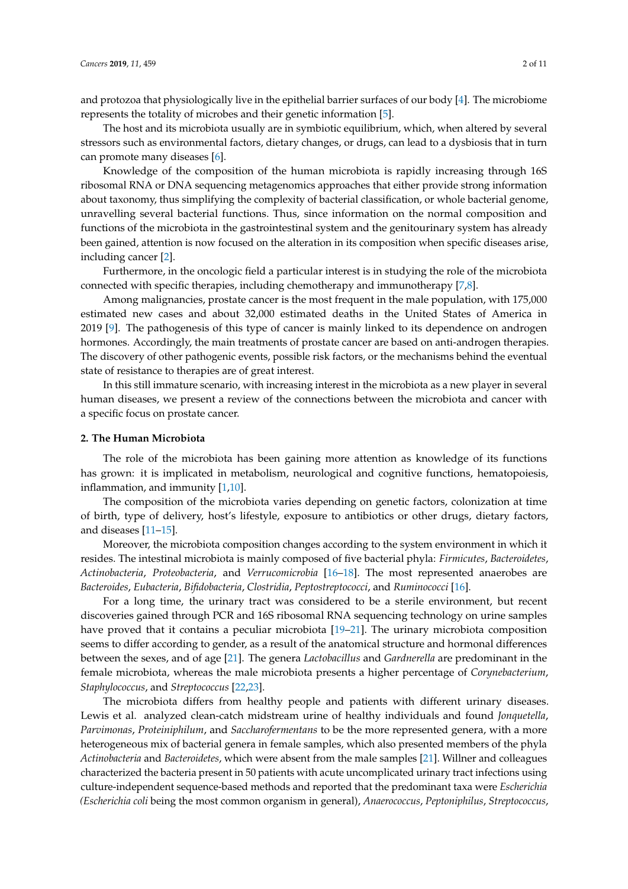and protozoa that physiologically live in the epithelial barrier surfaces of our body [4]. The microbiome represents the totality of microbes and their genetic information [5].

The host and its microbiota usually are in symbiotic equilibrium, which, when altered by several stressors such as environmental factors, dietary changes, or drugs, can lead to a dysbiosis that in turn can promote many diseases [6].

Knowledge of the composition of the human microbiota is rapidly increasing through 16S ribosomal RNA or DNA sequencing metagenomics approaches that either provide strong information about taxonomy, thus simplifying the complexity of bacterial classification, or whole bacterial genome, unravelling several bacterial functions. Thus, since information on the normal composition and functions of the microbiota in the gastrointestinal system and the genitourinary system has already been gained, attention is now focused on the alteration in its composition when specific diseases arise, including cancer [2].

Furthermore, in the oncologic field a particular interest is in studying the role of the microbiota connected with specific therapies, including chemotherapy and immunotherapy [7,8].

Among malignancies, prostate cancer is the most frequent in the male population, with 175,000 estimated new cases and about 32,000 estimated deaths in the United States of America in 2019 [9]. The pathogenesis of this type of cancer is mainly linked to its dependence on androgen hormones. Accordingly, the main treatments of prostate cancer are based on anti-androgen therapies. The discovery of other pathogenic events, possible risk factors, or the mechanisms behind the eventual state of resistance to therapies are of great interest.

In this still immature scenario, with increasing interest in the microbiota as a new player in several human diseases, we present a review of the connections between the microbiota and cancer with a specific focus on prostate cancer.

## 2. The Human Microbiota

The role of the microbiota has been gaining more attention as knowledge of its functions has grown: it is implicated in metabolism, neurological and cognitive functions, hematopoiesis, inflammation, and immunity [1,10].

The composition of the microbiota varies depending on genetic factors, colonization at time of birth, type of delivery, host's lifestyle, exposure to antibiotics or other drugs, dietary factors, and diseases [11–15].

Moreover, the microbiota composition changes according to the system environment in which it resides. The intestinal microbiota is mainly composed of five bacterial phyla: *Firmicutes*, *Bacteroidetes*, *Actinobacteria*, *Proteobacteria*, and *Verrucomicrobia* [16–18]. The most represented anaerobes are *Bacteroides*, *Eubacteria*, *Bifidobacteria*, *Clostridia*, *Peptostreptococci*, and *Ruminococci* [16].

For a long time, the urinary tract was considered to be a sterile environment, but recent discoveries gained through PCR and 16S ribosomal RNA sequencing technology on urine samples have proved that it contains a peculiar microbiota [19–21]. The urinary microbiota composition seems to differ according to gender, as a result of the anatomical structure and hormonal differences between the sexes, and of age [21]. The genera *Lactobacillus* and *Gardnerella* are predominant in the female microbiota, whereas the male microbiota presents a higher percentage of *Corynebacterium*, *Staphylococcus*, and *Streptococcus* [22,23].

The microbiota differs from healthy people and patients with different urinary diseases. Lewis et al. analyzed clean-catch midstream urine of healthy individuals and found *Jonquetella*, *Parvimonas*, *Proteiniphilum*, and *Saccharofermentans* to be the more represented genera, with a more heterogeneous mix of bacterial genera in female samples, which also presented members of the phyla *Actinobacteria* and *Bacteroidetes*, which were absent from the male samples [21]. Willner and colleagues characterized the bacteria present in 50 patients with acute uncomplicated urinary tract infections using culture-independent sequence-based methods and reported that the predominant taxa were *Escherichia* (*Escherichia coli* being the most common organism in general), *Anaerococcus*, *Peptoniphilus*, *Streptococcus*,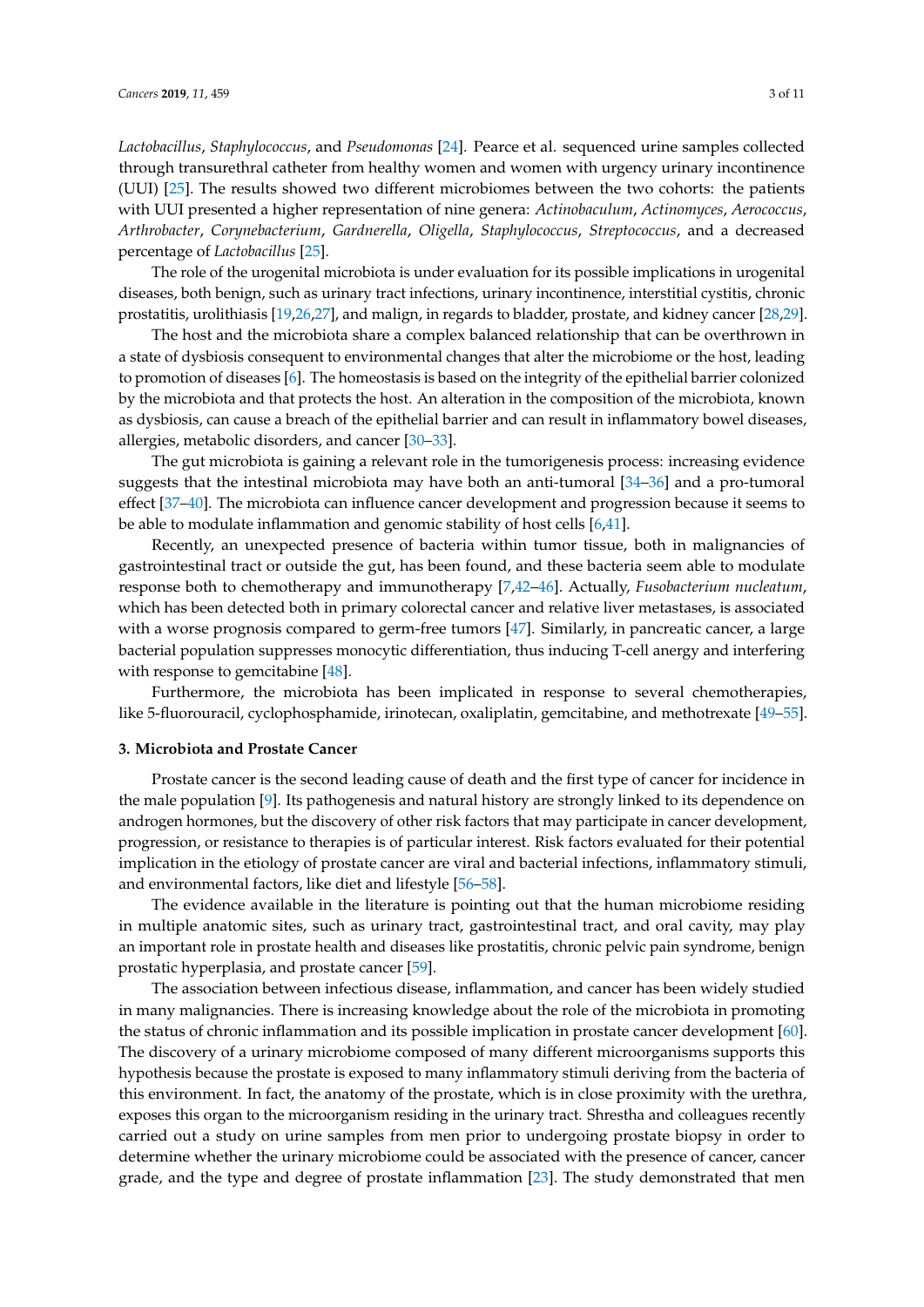*Lactobacillus*, *Staphylococcus*, and *Pseudomonas* [24]. Pearce et al. sequenced urine samples collected through transurethral catheter from healthy women and women with urgency urinary incontinence (UUI) [25]. The results showed two different microbiomes between the two cohorts: the patients with UUI presented a higher representation of nine genera: *Actinobaculum*, *Actinomyces*, *Aerococcus*, *Arthrobacter*, *Corynebacterium*, *Gardnerella*, *Oligella*, *Staphylococcus*, *Streptococcus*, and a decreased percentage of *Lactobacillus* [25].

The role of the urogenital microbiota is under evaluation for its possible implications in urogenital diseases, both benign, such as urinary tract infections, urinary incontinence, interstitial cystitis, chronic prostatitis, urolithiasis [19,26,27], and malign, in regards to bladder, prostate, and kidney cancer [28,29].

The host and the microbiota share a complex balanced relationship that can be overthrown in a state of dysbiosis consequent to environmental changes that alter the microbiome or the host, leading to promotion of diseases [6]. The homeostasis is based on the integrity of the epithelial barrier colonized by the microbiota and that protects the host. An alteration in the composition of the microbiota, known as dysbiosis, can cause a breach of the epithelial barrier and can result in inflammatory bowel diseases, allergies, metabolic disorders, and cancer [30–33].

The gut microbiota is gaining a relevant role in the tumorigenesis process: increasing evidence suggests that the intestinal microbiota may have both an anti-tumoral [34–36] and a pro-tumoral effect [37–40]. The microbiota can influence cancer development and progression because it seems to be able to modulate inflammation and genomic stability of host cells [6,41].

Recently, an unexpected presence of bacteria within tumor tissue, both in malignancies of gastrointestinal tract or outside the gut, has been found, and these bacteria seem able to modulate response both to chemotherapy and immunotherapy [7,42–46]. Actually, *Fusobacterium nucleatum*, which has been detected both in primary colorectal cancer and relative liver metastases, is associated with a worse prognosis compared to germ-free tumors [47]. Similarly, in pancreatic cancer, a large bacterial population suppresses monocytic differentiation, thus inducing T-cell anergy and interfering with response to gemcitabine [48].

Furthermore, the microbiota has been implicated in response to several chemotherapies, like 5-fluorouracil, cyclophosphamide, irinotecan, oxaliplatin, gemcitabine, and methotrexate [49–55].

## 3. Microbiota and Prostate Cancer

Prostate cancer is the second leading cause of death and the first type of cancer for incidence in the male population [9]. Its pathogenesis and natural history are strongly linked to its dependence on androgen hormones, but the discovery of other risk factors that may participate in cancer development, progression, or resistance to therapies is of particular interest. Risk factors evaluated for their potential implication in the etiology of prostate cancer are viral and bacterial infections, inflammatory stimuli, and environmental factors, like diet and lifestyle [56–58].

The evidence available in the literature is pointing out that the human microbiome residing in multiple anatomic sites, such as urinary tract, gastrointestinal tract, and oral cavity, may play an important role in prostate health and diseases like prostatitis, chronic pelvic pain syndrome, benign prostatic hyperplasia, and prostate cancer [59].

The association between infectious disease, inflammation, and cancer has been widely studied in many malignancies. There is increasing knowledge about the role of the microbiota in promoting the status of chronic inflammation and its possible implication in prostate cancer development [60]. The discovery of a urinary microbiome composed of many different microorganisms supports this hypothesis because the prostate is exposed to many inflammatory stimuli deriving from the bacteria of this environment. In fact, the anatomy of the prostate, which is in close proximity with the urethra, exposes this organ to the microorganism residing in the urinary tract. Shrestha and colleagues recently carried out a study on urine samples from men prior to undergoing prostate biopsy in order to determine whether the urinary microbiome could be associated with the presence of cancer, cancer grade, and the type and degree of prostate inflammation [23]. The study demonstrated that men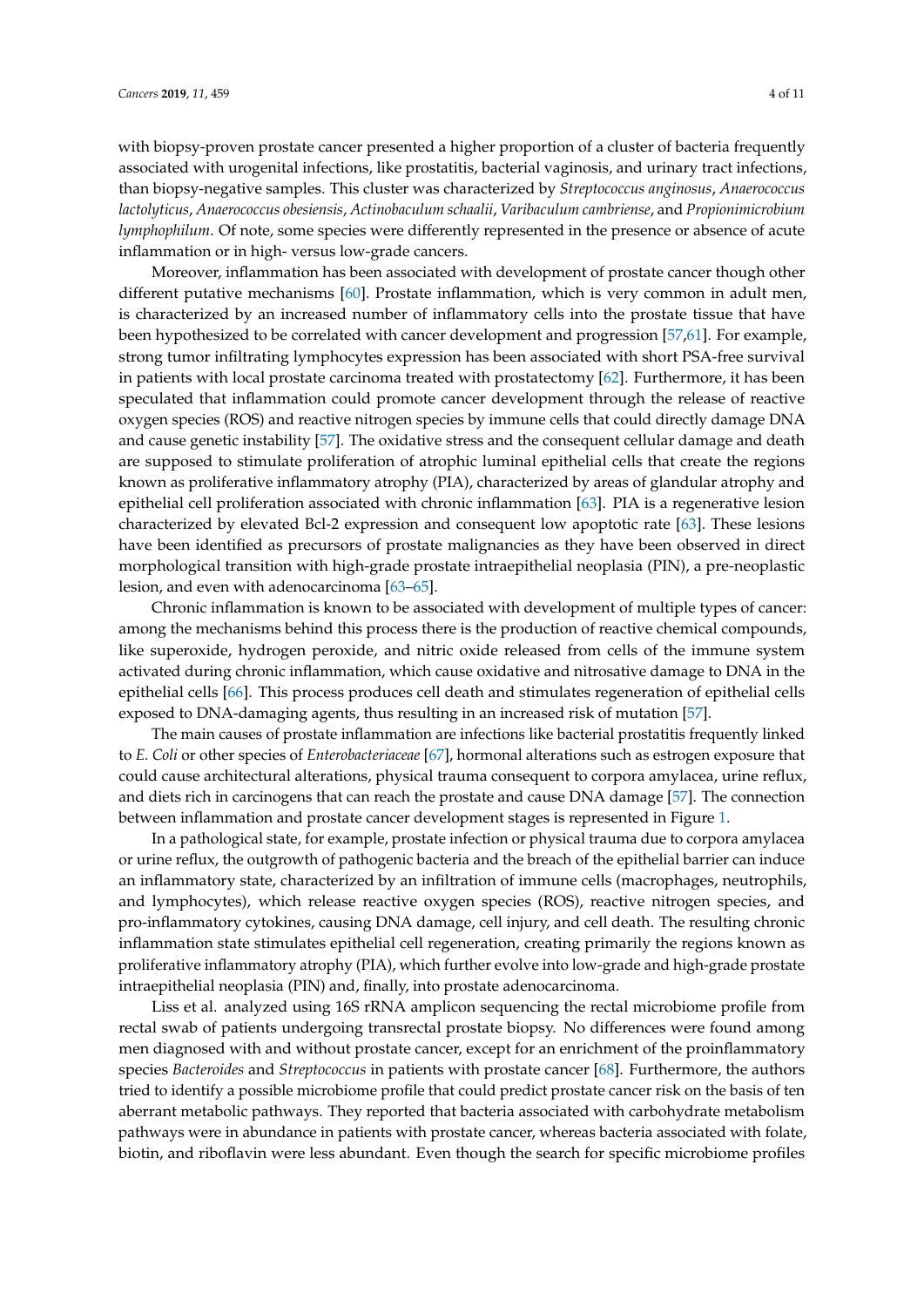with biopsy-proven prostate cancer presented a higher proportion of a cluster of bacteria frequently associated with urogenital infections, like prostatitis, bacterial vaginosis, and urinary tract infections, than biopsy-negative samples. This cluster was characterized by *Streptococcus anginosus*, *Anaerococcus lactolyticus*, *Anaerococcus obesiensis*, *Actinobaculum schaalii*, *Varibaculum cambriense*, and *Propionimicrobium lymphophilum*. Of note, some species were differently represented in the presence or absence of acute inflammation or in high- versus low-grade cancers.

Moreover, inflammation has been associated with development of prostate cancer though other different putative mechanisms [60]. Prostate inflammation, which is very common in adult men, is characterized by an increased number of inflammatory cells into the prostate tissue that have been hypothesized to be correlated with cancer development and progression [57,61]. For example, strong tumor infiltrating lymphocytes expression has been associated with short PSA-free survival in patients with local prostate carcinoma treated with prostatectomy [62]. Furthermore, it has been speculated that inflammation could promote cancer development through the release of reactive oxygen species (ROS) and reactive nitrogen species by immune cells that could directly damage DNA and cause genetic instability [57]. The oxidative stress and the consequent cellular damage and death are supposed to stimulate proliferation of atrophic luminal epithelial cells that create the regions known as proliferative inflammatory atrophy (PIA), characterized by areas of glandular atrophy and epithelial cell proliferation associated with chronic inflammation [63]. PIA is a regenerative lesion characterized by elevated Bcl-2 expression and consequent low apoptotic rate [63]. These lesions have been identified as precursors of prostate malignancies as they have been observed in direct morphological transition with high-grade prostate intraepithelial neoplasia (PIN), a pre-neoplastic lesion, and even with adenocarcinoma [63–65].

Chronic inflammation is known to be associated with development of multiple types of cancer: among the mechanisms behind this process there is the production of reactive chemical compounds, like superoxide, hydrogen peroxide, and nitric oxide released from cells of the immune system activated during chronic inflammation, which cause oxidative and nitrosative damage to DNA in the epithelial cells [66]. This process produces cell death and stimulates regeneration of epithelial cells exposed to DNA-damaging agents, thus resulting in an increased risk of mutation [57].

The main causes of prostate inflammation are infections like bacterial prostatitis frequently linked to *E. Coli* or other species of *Enterobacteriaceae* [67], hormonal alterations such as estrogen exposure that could cause architectural alterations, physical trauma consequent to corpora amylacea, urine reflux, and diets rich in carcinogens that can reach the prostate and cause DNA damage [57]. The connection between inflammation and prostate cancer development stages is represented in Figure 1.

In a pathological state, for example, prostate infection or physical trauma due to corpora amylacea or urine reflux, the outgrowth of pathogenic bacteria and the breach of the epithelial barrier can induce an inflammatory state, characterized by an infiltration of immune cells (macrophages, neutrophils, and lymphocytes), which release reactive oxygen species (ROS), reactive nitrogen species, and pro-inflammatory cytokines, causing DNA damage, cell injury, and cell death. The resulting chronic inflammation state stimulates epithelial cell regeneration, creating primarily the regions known as proliferative inflammatory atrophy (PIA), which further evolve into low-grade and high-grade prostate intraepithelial neoplasia (PIN) and, finally, into prostate adenocarcinoma.

Liss et al. analyzed using 16S rRNA amplicon sequencing the rectal microbiome profile from rectal swab of patients undergoing transrectal prostate biopsy. No differences were found among men diagnosed with and without prostate cancer, except for an enrichment of the proinflammatory species *Bacteroides* and *Streptococcus* in patients with prostate cancer [68]. Furthermore, the authors tried to identify a possible microbiome profile that could predict prostate cancer risk on the basis of ten aberrant metabolic pathways. They reported that bacteria associated with carbohydrate metabolism pathways were in abundance in patients with prostate cancer, whereas bacteria associated with folate, biotin, and riboflavin were less abundant. Even though the search for specific microbiome profiles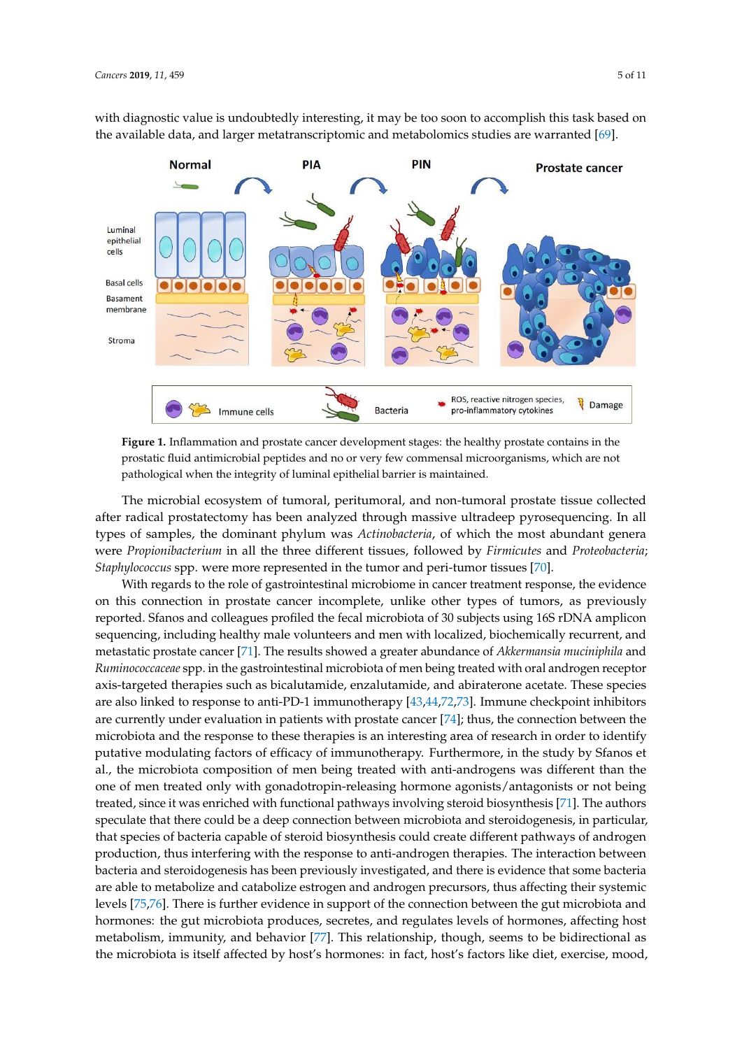with diagnostic value is undoubtedly interesting, it may be too soon to accomplish this task based on the available data, and larger metatranscriptomic and metabolomics studies are warranted [69].

**Figure 1.** Inflammation and prostate cancer development stages: the healthy prostate contains in the prostatic fluid antimicrobial peptides and no or very few commensal microorganisms, which are not pathological when the integrity of luminal epithelial barrier is maintained.

The microbial ecosystem of tumoral, peritumoral, and non-tumoral prostate tissue collected after radical prostatectomy has been analyzed through massive ultradeep pyrosequencing. In all types of samples, the dominant phylum was *Actinobacteria*, of which the most abundant genera were *Propionibacterium* in all the three different tissues, followed by *Firmicutes* and *Proteobacteria*; *Staphylococcus* spp. were more represented in the tumor and peri-tumor tissues [70].

With regards to the role of gastrointestinal microbiome in cancer treatment response, the evidence on this connection in prostate cancer incomplete, unlike other types of tumors, as previously reported. Sfanos and colleagues profiled the fecal microbiota of 30 subjects using 16S rDNA amplicon sequencing, including healthy male volunteers and men with localized, biochemically recurrent, and metastatic prostate cancer [71]. The results showed a greater abundance of *Akkermansia muciniphila* and *Ruminococcaceae* spp. in the gastrointestinal microbiota of men being treated with oral androgen receptor axis-targeted therapies such as bicalutamide, enzalutamide, and abiraterone acetate. These species are also linked to response to anti-PD-1 immunotherapy [43,44,72,73]. Immune checkpoint inhibitors are currently under evaluation in patients with prostate cancer [74]; thus, the connection between the microbiota and the response to these therapies is an interesting area of research in order to identify putative modulating factors of efficacy of immunotherapy. Furthermore, in the study by Sfanos et al., the microbiota composition of men being treated with anti-androgens was different than the one of men treated only with gonadotropin-releasing hormone agonists/antagonists or not being treated, since it was enriched with functional pathways involving steroid biosynthesis [71]. The authors speculate that there could be a deep connection between microbiota and steroidogenesis, in particular, that species of bacteria capable of steroid biosynthesis could create different pathways of androgen production, thus interfering with the response to anti-androgen therapies. The interaction between bacteria and steroidogenesis has been previously investigated, and there is evidence that some bacteria are able to metabolize and catabolize estrogen and androgen precursors, thus affecting their systemic levels [75,76]. There is further evidence in support of the connection between the gut microbiota and hormones: the gut microbiota produces, secretes, and regulates levels of hormones, affecting host metabolism, immunity, and behavior [77]. This relationship, though, seems to be bidirectional as the microbiota is itself affected by host's hormones: in fact, host's factors like diet, exercise, mood,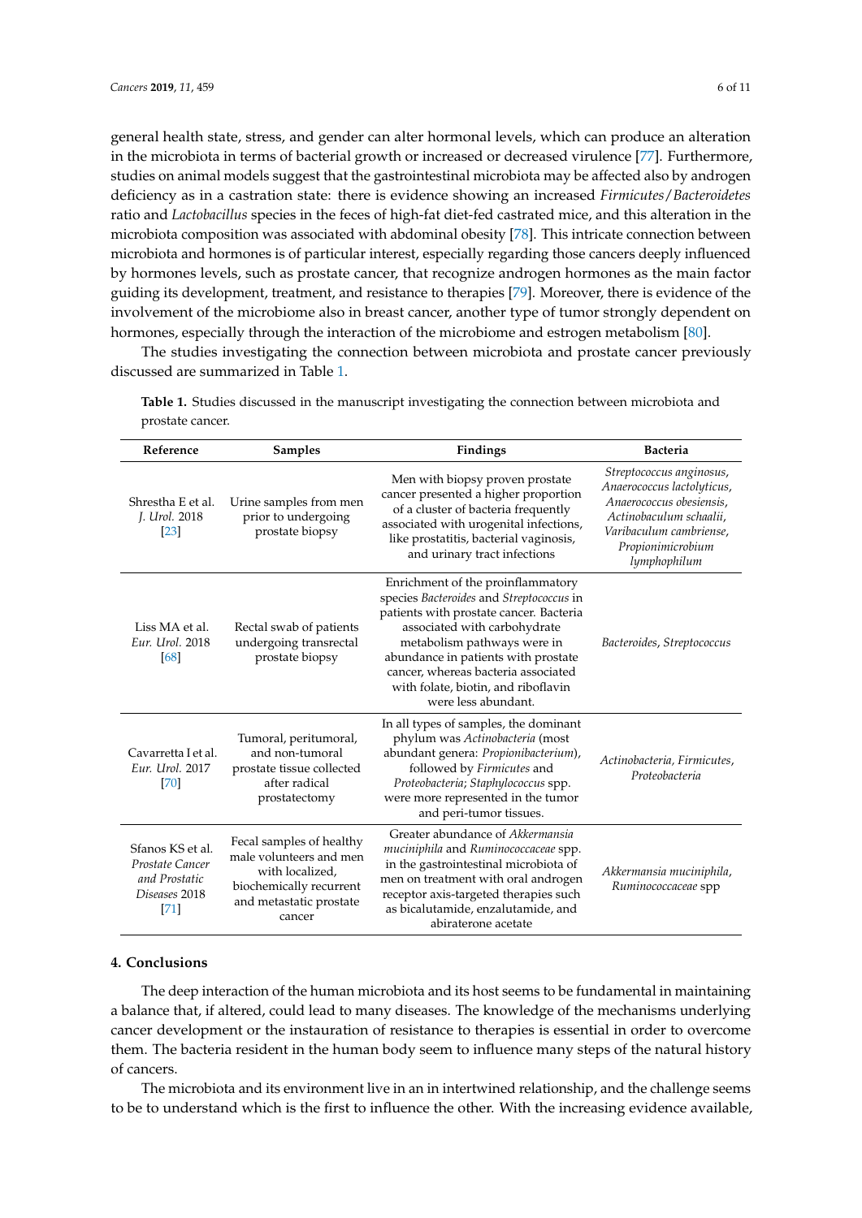general health state, stress, and gender can alter hormonal levels, which can produce an alteration in the microbiota in terms of bacterial growth or increased or decreased virulence [77]. Furthermore, studies on animal models suggest that the gastrointestinal microbiota may be affected also by androgen deficiency as in a castration state: there is evidence showing an increased *Firmicutes*/*Bacteroidetes* ratio and *Lactobacillus* species in the feces of high-fat diet-fed castrated mice, and this alteration in the microbiota composition was associated with abdominal obesity [78]. This intricate connection between microbiota and hormones is of particular interest, especially regarding those cancers deeply influenced by hormones levels, such as prostate cancer, that recognize androgen hormones as the main factor guiding its development, treatment, and resistance to therapies [79]. Moreover, there is evidence of the involvement of the microbiome also in breast cancer, another type of tumor strongly dependent on hormones, especially through the interaction of the microbiome and estrogen metabolism [80].

The studies investigating the connection between microbiota and prostate cancer previously discussed are summarized in Table 1.

**Table 1.** Studies discussed in the manuscript investigating the connection between microbiota and prostate cancer.

| Reference | Samples | Findings | Bacteria |
|---|---|---|---|
| Shrestha E et al. *J. Urol.* 2018 [23] | Urine samples from men prior to undergoing prostate biopsy | Men with biopsy proven prostate cancer presented a higher proportion of a cluster of bacteria frequently associated with urogenital infections, like prostatitis, bacterial vaginosis, and urinary tract infections | *Streptococcus anginosus*, *Anaerococcus lactolyticus*, *Anaerococcus obesiensis*, *Actinobaculum schaalii*, *Varibaculum cambriense*, *Propionimicrobium lymphophilum* |
| Liss MA et al. *Eur. Urol.* 2018 [68] | Rectal swab of patients undergoing transrectal prostate biopsy | Enrichment of the proinflammatory species *Bacteroides* and *Streptococcus* in patients with prostate cancer. Bacteria associated with carbohydrate metabolism pathways were in abundance in patients with prostate cancer, whereas bacteria associated with folate, biotin, and riboflavin were less abundant. | *Bacteroides*, *Streptococcus* |
| Cavarretta I et al. *Eur. Urol.* 2017 [70] | Tumoral, peritumoral, and non-tumoral prostate tissue collected after radical prostatectomy | In all types of samples, the dominant phylum was *Actinobacteria* (most abundant genera: *Propionibacterium*), followed by *Firmicutes* and *Proteobacteria*; *Staphylococcus* spp. were more represented in the tumor and peri-tumor tissues. | *Actinobacteria*, *Firmicutes*, *Proteobacteria* |
| Sfanos KS et al. *Prostate Cancer and Prostatic Diseases* 2018 [71] | Fecal samples of healthy male volunteers and men with localized, biochemically recurrent and metastatic prostate cancer | Greater abundance of *Akkermansia muciniphila* and *Ruminococcaceae* spp. in the gastrointestinal microbiota of men on treatment with oral androgen receptor axis-targeted therapies such as bicalutamide, enzalutamide, and abiraterone acetate | *Akkermansia muciniphila*, *Ruminococcaceae* spp |

## 4. Conclusions

The deep interaction of the human microbiota and its host seems to be fundamental in maintaining a balance that, if altered, could lead to many diseases. The knowledge of the mechanisms underlying cancer development or the instauration of resistance to therapies is essential in order to overcome them. The bacteria resident in the human body seem to influence many steps of the natural history of cancers.

The microbiota and its environment live in an in intertwined relationship, and the challenge seems to be to understand which is the first to influence the other. With the increasing evidence available,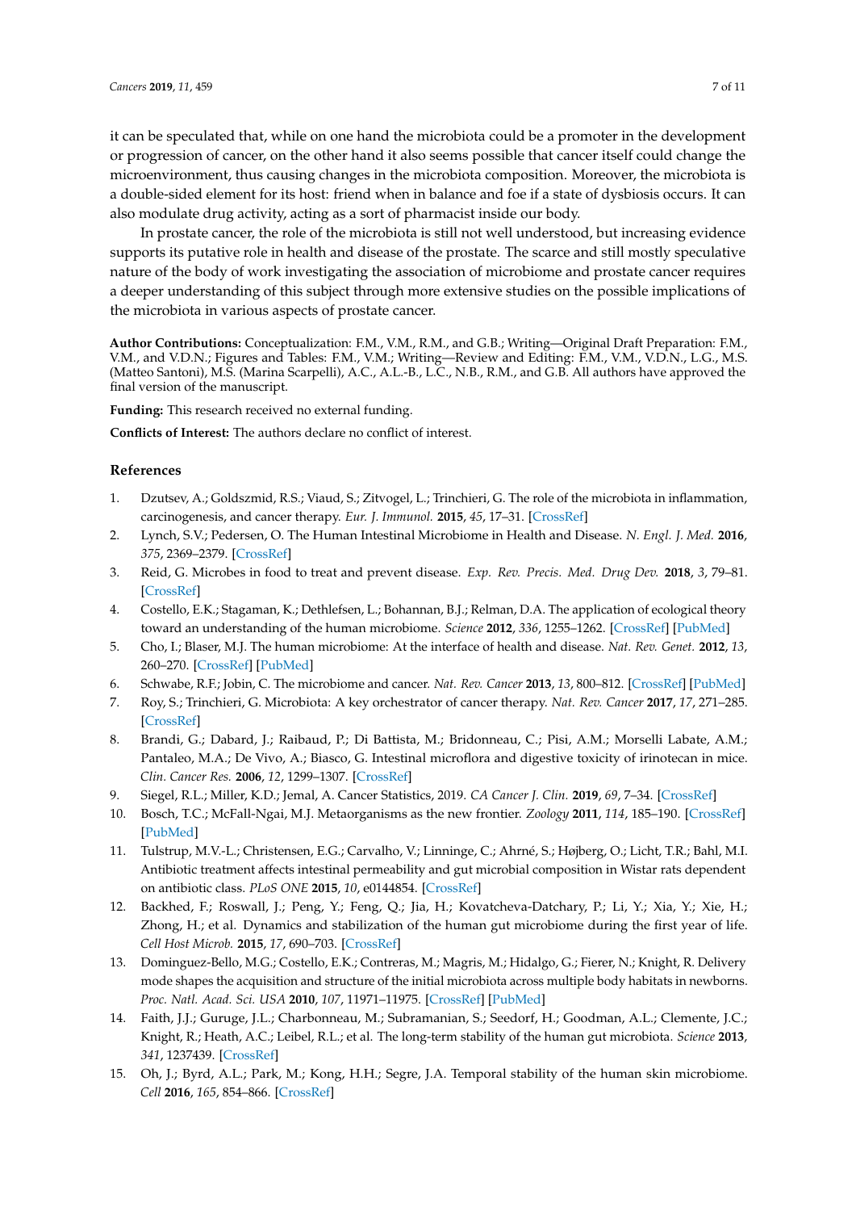it can be speculated that, while on one hand the microbiota could be a promoter in the development or progression of cancer, on the other hand it also seems possible that cancer itself could change the microenvironment, thus causing changes in the microbiota composition. Moreover, the microbiota is a double-sided element for its host: friend when in balance and foe if a state of dysbiosis occurs. It can also modulate drug activity, acting as a sort of pharmacist inside our body.

In prostate cancer, the role of the microbiota is still not well understood, but increasing evidence supports its putative role in health and disease of the prostate. The scarce and still mostly speculative nature of the body of work investigating the association of microbiome and prostate cancer requires a deeper understanding of this subject through more extensive studies on the possible implications of the microbiota in various aspects of prostate cancer.

**Author Contributions:** Conceptualization: F.M., V.M., R.M., and G.B.; Writing—Original Draft Preparation: F.M., V.M., and V.D.N.; Figures and Tables: F.M., V.M.; Writing—Review and Editing: F.M., V.M., V.D.N., L.G., M.S. (Matteo Santoni), M.S. (Marina Scarpelli), A.C., A.L.-B., L.C., N.B., R.M., and G.B. All authors have approved the final version of the manuscript.

**Funding:** This research received no external funding.

**Conflicts of Interest:** The authors declare no conflict of interest.

## References

1. Dzutsev, A.; Goldszmid, R.S.; Viaud, S.; Zitvogel, L.; Trinchieri, G. The role of the microbiota in inflammation, carcinogenesis, and cancer therapy. *Eur. J. Immunol.* **2015**, *45*, 17–31. [CrossRef]
2. Lynch, S.V.; Pedersen, O. The Human Intestinal Microbiome in Health and Disease. *N. Engl. J. Med.* **2016**, *375*, 2369–2379. [CrossRef]
3. Reid, G. Microbes in food to treat and prevent disease. *Exp. Rev. Precis. Med. Drug Dev.* **2018**, *3*, 79–81. [CrossRef]
4. Costello, E.K.; Stagaman, K.; Dethlefsen, L.; Bohannan, B.J.; Relman, D.A. The application of ecological theory toward an understanding of the human microbiome. *Science* **2012**, *336*, 1255–1262. [CrossRef] [PubMed]
5. Cho, I.; Blaser, M.J. The human microbiome: At the interface of health and disease. *Nat. Rev. Genet.* **2012**, *13*, 260–270. [CrossRef] [PubMed]
6. Schwabe, R.F.; Jobin, C. The microbiome and cancer. *Nat. Rev. Cancer* **2013**, *13*, 800–812. [CrossRef] [PubMed]
7. Roy, S.; Trinchieri, G. Microbiota: A key orchestrator of cancer therapy. *Nat. Rev. Cancer* **2017**, *17*, 271–285. [CrossRef]
8. Brandi, G.; Dabard, J.; Raibaud, P.; Di Battista, M.; Bridonneau, C.; Pisi, A.M.; Morselli Labate, A.M.; Pantaleo, M.A.; De Vivo, A.; Biasco, G. Intestinal microflora and digestive toxicity of irinotecan in mice. *Clin. Cancer Res.* **2006**, *12*, 1299–1307. [CrossRef]
9. Siegel, R.L.; Miller, K.D.; Jemal, A. Cancer Statistics, 2019. *CA Cancer J. Clin.* **2019**, *69*, 7–34. [CrossRef]
10. Bosch, T.C.; McFall-Ngai, M.J. Metaorganisms as the new frontier. *Zoology* **2011**, *114*, 185–190. [CrossRef] [PubMed]
11. Tulstrup, M.V.-L.; Christensen, E.G.; Carvalho, V.; Linninge, C.; Ahrné, S.; Højberg, O.; Licht, T.R.; Bahl, M.I. Antibiotic treatment affects intestinal permeability and gut microbial composition in Wistar rats dependent on antibiotic class. *PLoS ONE* **2015**, *10*, e0144854. [CrossRef]
12. Backhed, F.; Roswall, J.; Peng, Y.; Feng, Q.; Jia, H.; Kovatcheva-Datchary, P.; Li, Y.; Xia, Y.; Xie, H.; Zhong, H.; et al. Dynamics and stabilization of the human gut microbiome during the first year of life. *Cell Host Microb.* **2015**, *17*, 690–703. [CrossRef]
13. Dominguez-Bello, M.G.; Costello, E.K.; Contreras, M.; Magris, M.; Hidalgo, G.; Fierer, N.; Knight, R. Delivery mode shapes the acquisition and structure of the initial microbiota across multiple body habitats in newborns. *Proc. Natl. Acad. Sci. USA* **2010**, *107*, 11971–11975. [CrossRef] [PubMed]
14. Faith, J.J.; Guruge, J.L.; Charbonneau, M.; Subramanian, S.; Seedorf, H.; Goodman, A.L.; Clemente, J.C.; Knight, R.; Heath, A.C.; Leibel, R.L.; et al. The long-term stability of the human gut microbiota. *Science* **2013**, *341*, 1237439. [CrossRef]
15. Oh, J.; Byrd, A.L.; Park, M.; Kong, H.H.; Segre, J.A. Temporal stability of the human skin microbiome. *Cell* **2016**, *165*, 854–866. [CrossRef]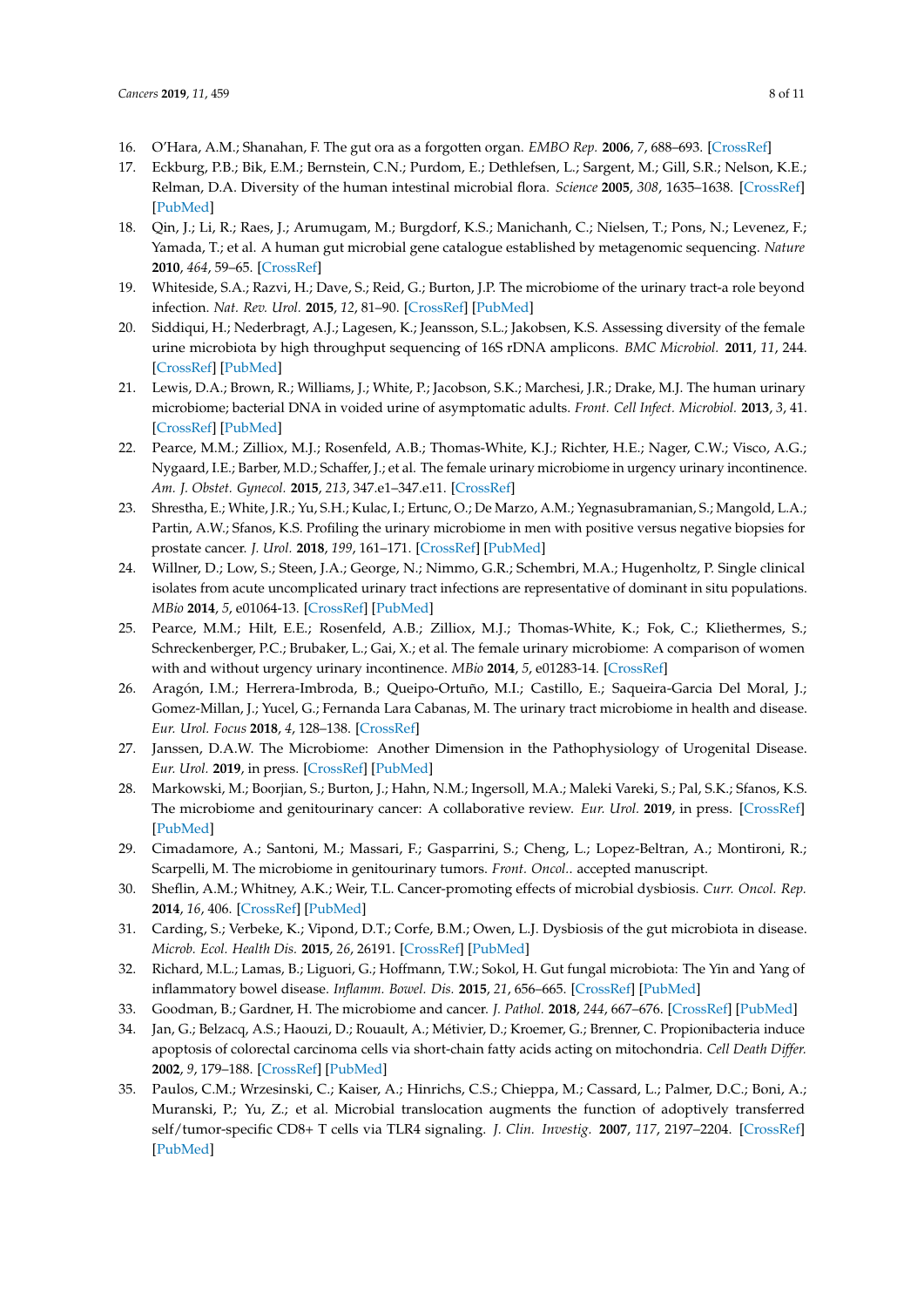16. O'Hara, A.M.; Shanahan, F. The gut ora as a forgotten organ. *EMBO Rep.* **2006**, *7*, 688–693. [CrossRef]
17. Eckburg, P.B.; Bik, E.M.; Bernstein, C.N.; Purdom, E.; Dethlefsen, L.; Sargent, M.; Gill, S.R.; Nelson, K.E.; Relman, D.A. Diversity of the human intestinal microbial flora. *Science* **2005**, *308*, 1635–1638. [CrossRef] [PubMed]
18. Qin, J.; Li, R.; Raes, J.; Arumugam, M.; Burgdorf, K.S.; Manichanh, C.; Nielsen, T.; Pons, N.; Levenez, F.; Yamada, T.; et al. A human gut microbial gene catalogue established by metagenomic sequencing. *Nature* **2010**, *464*, 59–65. [CrossRef]
19. Whiteside, S.A.; Razvi, H.; Dave, S.; Reid, G.; Burton, J.P. The microbiome of the urinary tract-a role beyond infection. *Nat. Rev. Urol.* **2015**, *12*, 81–90. [CrossRef] [PubMed]
20. Siddiqui, H.; Nederbragt, A.J.; Lagesen, K.; Jeansson, S.L.; Jakobsen, K.S. Assessing diversity of the female urine microbiota by high throughput sequencing of 16S rDNA amplicons. *BMC Microbiol.* **2011**, *11*, 244. [CrossRef] [PubMed]
21. Lewis, D.A.; Brown, R.; Williams, J.; White, P.; Jacobson, S.K.; Marchesi, J.R.; Drake, M.J. The human urinary microbiome; bacterial DNA in voided urine of asymptomatic adults. *Front. Cell Infect. Microbiol.* **2013**, *3*, 41. [CrossRef] [PubMed]
22. Pearce, M.M.; Zilliox, M.J.; Rosenfeld, A.B.; Thomas-White, K.J.; Richter, H.E.; Nager, C.W.; Visco, A.G.; Nygaard, I.E.; Barber, M.D.; Schaffer, J.; et al. The female urinary microbiome in urgency urinary incontinence. *Am. J. Obstet. Gynecol.* **2015**, *213*, 347.e1–347.e11. [CrossRef]
23. Shrestha, E.; White, J.R.; Yu, S.H.; Kulac, I.; Ertunc, O.; De Marzo, A.M.; Yegnasubramanian, S.; Mangold, L.A.; Partin, A.W.; Sfanos, K.S. Profiling the urinary microbiome in men with positive versus negative biopsies for prostate cancer. *J. Urol.* **2018**, *199*, 161–171. [CrossRef] [PubMed]
24. Willner, D.; Low, S.; Steen, J.A.; George, N.; Nimmo, G.R.; Schembri, M.A.; Hugenholtz, P. Single clinical isolates from acute uncomplicated urinary tract infections are representative of dominant in situ populations. *MBio* **2014**, *5*, e01064-13. [CrossRef] [PubMed]
25. Pearce, M.M.; Hilt, E.E.; Rosenfeld, A.B.; Zilliox, M.J.; Thomas-White, K.; Fok, C.; Kliethermes, S.; Schreckenberger, P.C.; Brubaker, L.; Gai, X.; et al. The female urinary microbiome: A comparison of women with and without urgency urinary incontinence. *MBio* **2014**, *5*, e01283-14. [CrossRef]
26. Aragón, I.M.; Herrera-Imbroda, B.; Queipo-Ortuño, M.I.; Castillo, E.; Saqueira-Garcia Del Moral, J.; Gomez-Millan, J.; Yucel, G.; Fernanda Lara Cabanas, M. The urinary tract microbiome in health and disease. *Eur. Urol. Focus* **2018**, *4*, 128–138. [CrossRef]
27. Janssen, D.A.W. The Microbiome: Another Dimension in the Pathophysiology of Urogenital Disease. *Eur. Urol.* **2019**, in press. [CrossRef] [PubMed]
28. Markowski, M.; Boorjian, S.; Burton, J.; Hahn, N.M.; Ingersoll, M.A.; Maleki Vareki, S.; Pal, S.K.; Sfanos, K.S. The microbiome and genitourinary cancer: A collaborative review. *Eur. Urol.* **2019**, in press. [CrossRef] [PubMed]
29. Cimadamore, A.; Santoni, M.; Massari, F.; Gasparrini, S.; Cheng, L.; Lopez-Beltran, A.; Montironi, R.; Scarpelli, M. The microbiome in genitourinary tumors. *Front. Oncol.*. accepted manuscript.
30. Sheflin, A.M.; Whitney, A.K.; Weir, T.L. Cancer-promoting effects of microbial dysbiosis. *Curr. Oncol. Rep.* **2014**, *16*, 406. [CrossRef] [PubMed]
31. Carding, S.; Verbeke, K.; Vipond, D.T.; Corfe, B.M.; Owen, L.J. Dysbiosis of the gut microbiota in disease. *Microb. Ecol. Health Dis.* **2015**, *26*, 26191. [CrossRef] [PubMed]
32. Richard, M.L.; Lamas, B.; Liguori, G.; Hoffmann, T.W.; Sokol, H. Gut fungal microbiota: The Yin and Yang of inflammatory bowel disease. *Inflamm. Bowel. Dis.* **2015**, *21*, 656–665. [CrossRef] [PubMed]
33. Goodman, B.; Gardner, H. The microbiome and cancer. *J. Pathol.* **2018**, *244*, 667–676. [CrossRef] [PubMed]
34. Jan, G.; Belzacq, A.S.; Haouzi, D.; Rouault, A.; Métivier, D.; Kroemer, G.; Brenner, C. Propionibacteria induce apoptosis of colorectal carcinoma cells via short-chain fatty acids acting on mitochondria. *Cell Death Differ.* **2002**, *9*, 179–188. [CrossRef] [PubMed]
35. Paulos, C.M.; Wrzesinski, C.; Kaiser, A.; Hinrichs, C.S.; Chieppa, M.; Cassard, L.; Palmer, D.C.; Boni, A.; Muranski, P.; Yu, Z.; et al. Microbial translocation augments the function of adoptively transferred self/tumor-specific CD8+ T cells via TLR4 signaling. *J. Clin. Investig.* **2007**, *117*, 2197–2204. [CrossRef] [PubMed]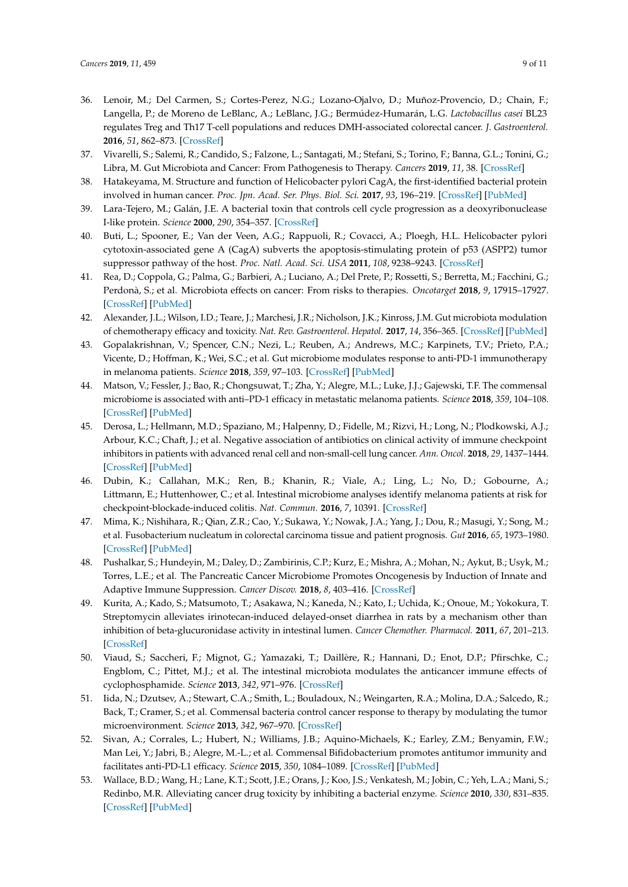36. Lenoir, M.; Del Carmen, S.; Cortes-Perez, N.G.; Lozano-Ojalvo, D.; Muñoz-Provencio, D.; Chain, F.; Langella, P.; de Moreno de LeBlanc, A.; LeBlanc, J.G.; Bermúdez-Humarán, L.G. *Lactobacillus casei* BL23 regulates Treg and Th17 T-cell populations and reduces DMH-associated colorectal cancer. *J. Gastroenterol.* **2016**, *51*, 862–873. [CrossRef]
37. Vivarelli, S.; Salemi, R.; Candido, S.; Falzone, L.; Santagati, M.; Stefani, S.; Torino, F.; Banna, G.L.; Tonini, G.; Libra, M. Gut Microbiota and Cancer: From Pathogenesis to Therapy. *Cancers* **2019**, *11*, 38. [CrossRef]
38. Hatakeyama, M. Structure and function of Helicobacter pylori CagA, the first-identified bacterial protein involved in human cancer. *Proc. Jpn. Acad. Ser. Phys. Biol. Sci.* **2017**, *93*, 196–219. [CrossRef] [PubMed]
39. Lara-Tejero, M.; Galán, J.E. A bacterial toxin that controls cell cycle progression as a deoxyribonuclease I-like protein. *Science* **2000**, *290*, 354–357. [CrossRef]
40. Buti, L.; Spooner, E.; Van der Veen, A.G.; Rappuoli, R.; Covacci, A.; Ploegh, H.L. Helicobacter pylori cytotoxin-associated gene A (CagA) subverts the apoptosis-stimulating protein of p53 (ASPP2) tumor suppressor pathway of the host. *Proc. Natl. Acad. Sci. USA* **2011**, *108*, 9238–9243. [CrossRef]
41. Rea, D.; Coppola, G.; Palma, G.; Barbieri, A.; Luciano, A.; Del Prete, P.; Rossetti, S.; Berretta, M.; Facchini, G.; Perdonà, S.; et al. Microbiota effects on cancer: From risks to therapies. *Oncotarget* **2018**, *9*, 17915–17927. [CrossRef] [PubMed]
42. Alexander, J.L.; Wilson, I.D.; Teare, J.; Marchesi, J.R.; Nicholson, J.K.; Kinross, J.M. Gut microbiota modulation of chemotherapy efficacy and toxicity. *Nat. Rev. Gastroenterol. Hepatol.* **2017**, *14*, 356–365. [CrossRef] [PubMed]
43. Gopalakrishnan, V.; Spencer, C.N.; Nezi, L.; Reuben, A.; Andrews, M.C.; Karpinets, T.V.; Prieto, P.A.; Vicente, D.; Hoffman, K.; Wei, S.C.; et al. Gut microbiome modulates response to anti-PD-1 immunotherapy in melanoma patients. *Science* **2018**, *359*, 97–103. [CrossRef] [PubMed]
44. Matson, V.; Fessler, J.; Bao, R.; Chongsuwat, T.; Zha, Y.; Alegre, M.L.; Luke, J.J.; Gajewski, T.F. The commensal microbiome is associated with anti–PD-1 efficacy in metastatic melanoma patients. *Science* **2018**, *359*, 104–108. [CrossRef] [PubMed]
45. Derosa, L.; Hellmann, M.D.; Spaziano, M.; Halpenny, D.; Fidelle, M.; Rizvi, H.; Long, N.; Plodkowski, A.J.; Arbour, K.C.; Chaft, J.; et al. Negative association of antibiotics on clinical activity of immune checkpoint inhibitors in patients with advanced renal cell and non-small-cell lung cancer. *Ann. Oncol.* **2018**, *29*, 1437–1444. [CrossRef] [PubMed]
46. Dubin, K.; Callahan, M.K.; Ren, B.; Khanin, R.; Viale, A.; Ling, L.; No, D.; Gobourne, A.; Littmann, E.; Huttenhower, C.; et al. Intestinal microbiome analyses identify melanoma patients at risk for checkpoint-blockade-induced colitis. *Nat. Commun.* **2016**, *7*, 10391. [CrossRef]
47. Mima, K.; Nishihara, R.; Qian, Z.R.; Cao, Y.; Sukawa, Y.; Nowak, J.A.; Yang, J.; Dou, R.; Masugi, Y.; Song, M.; et al. Fusobacterium nucleatum in colorectal carcinoma tissue and patient prognosis. *Gut* **2016**, *65*, 1973–1980. [CrossRef] [PubMed]
48. Pushalkar, S.; Hundeyin, M.; Daley, D.; Zambirinis, C.P.; Kurz, E.; Mishra, A.; Mohan, N.; Aykut, B.; Usyk, M.; Torres, L.E.; et al. The Pancreatic Cancer Microbiome Promotes Oncogenesis by Induction of Innate and Adaptive Immune Suppression. *Cancer Discov.* **2018**, *8*, 403–416. [CrossRef]
49. Kurita, A.; Kado, S.; Matsumoto, T.; Asakawa, N.; Kaneda, N.; Kato, I.; Uchida, K.; Onoue, M.; Yokokura, T. Streptomycin alleviates irinotecan-induced delayed-onset diarrhea in rats by a mechanism other than inhibition of beta-glucuronidase activity in intestinal lumen. *Cancer Chemother. Pharmacol.* **2011**, *67*, 201–213. [CrossRef]
50. Viaud, S.; Saccheri, F.; Mignot, G.; Yamazaki, T.; Daillère, R.; Hannani, D.; Enot, D.P.; Pfirschke, C.; Engblom, C.; Pittet, M.J.; et al. The intestinal microbiota modulates the anticancer immune effects of cyclophosphamide. *Science* **2013**, *342*, 971–976. [CrossRef]
51. Iida, N.; Dzutsev, A.; Stewart, C.A.; Smith, L.; Bouladoux, N.; Weingarten, R.A.; Molina, D.A.; Salcedo, R.; Back, T.; Cramer, S.; et al. Commensal bacteria control cancer response to therapy by modulating the tumor microenvironment. *Science* **2013**, *342*, 967–970. [CrossRef]
52. Sivan, A.; Corrales, L.; Hubert, N.; Williams, J.B.; Aquino-Michaels, K.; Earley, Z.M.; Benyamin, F.W.; Man Lei, Y.; Jabri, B.; Alegre, M.-L.; et al. Commensal Bifidobacterium promotes antitumor immunity and facilitates anti-PD-L1 efficacy. *Science* **2015**, *350*, 1084–1089. [CrossRef] [PubMed]
53. Wallace, B.D.; Wang, H.; Lane, K.T.; Scott, J.E.; Orans, J.; Koo, J.S.; Venkatesh, M.; Jobin, C.; Yeh, L.A.; Mani, S.; Redinbo, M.R. Alleviating cancer drug toxicity by inhibiting a bacterial enzyme. *Science* **2010**, *330*, 831–835. [CrossRef] [PubMed]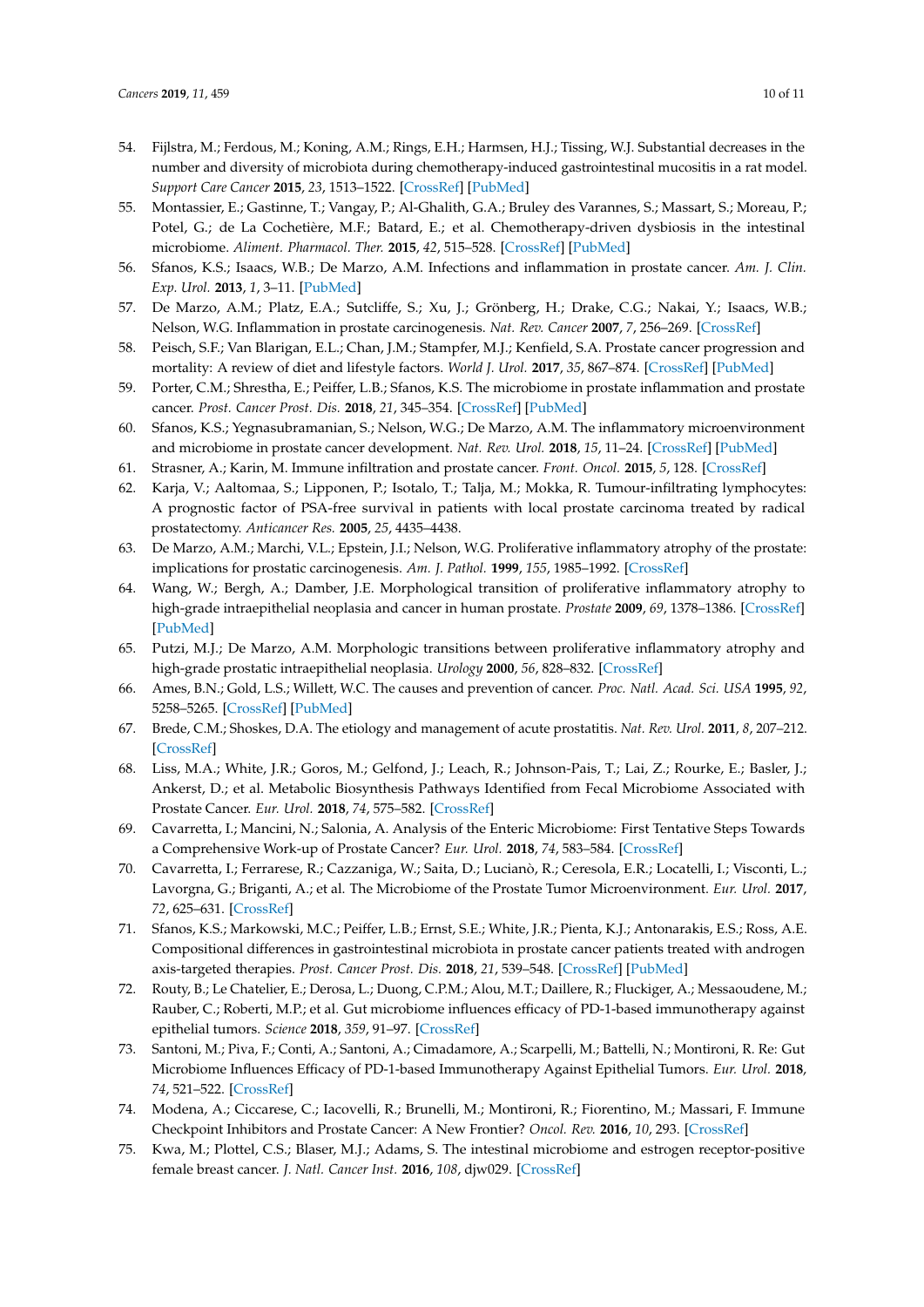54. Fijlstra, M.; Ferdous, M.; Koning, A.M.; Rings, E.H.; Harmsen, H.J.; Tissing, W.J. Substantial decreases in the number and diversity of microbiota during chemotherapy-induced gastrointestinal mucositis in a rat model. *Support Care Cancer* **2015**, *23*, 1513–1522. [CrossRef] [PubMed]
55. Montassier, E.; Gastinne, T.; Vangay, P.; Al-Ghalith, G.A.; Bruley des Varannes, S.; Massart, S.; Moreau, P.; Potel, G.; de La Cochetière, M.F.; Batard, E.; et al. Chemotherapy-driven dysbiosis in the intestinal microbiome. *Aliment. Pharmacol. Ther.* **2015**, *42*, 515–528. [CrossRef] [PubMed]
56. Sfanos, K.S.; Isaacs, W.B.; De Marzo, A.M. Infections and inflammation in prostate cancer. *Am. J. Clin. Exp. Urol.* **2013**, *1*, 3–11. [PubMed]
57. De Marzo, A.M.; Platz, E.A.; Sutcliffe, S.; Xu, J.; Grönberg, H.; Drake, C.G.; Nakai, Y.; Isaacs, W.B.; Nelson, W.G. Inflammation in prostate carcinogenesis. *Nat. Rev. Cancer* **2007**, *7*, 256–269. [CrossRef]
58. Peisch, S.F.; Van Blarigan, E.L.; Chan, J.M.; Stampfer, M.J.; Kenfield, S.A. Prostate cancer progression and mortality: A review of diet and lifestyle factors. *World J. Urol.* **2017**, *35*, 867–874. [CrossRef] [PubMed]
59. Porter, C.M.; Shrestha, E.; Peiffer, L.B.; Sfanos, K.S. The microbiome in prostate inflammation and prostate cancer. *Prost. Cancer Prost. Dis.* **2018**, *21*, 345–354. [CrossRef] [PubMed]
60. Sfanos, K.S.; Yegnasubramanian, S.; Nelson, W.G.; De Marzo, A.M. The inflammatory microenvironment and microbiome in prostate cancer development. *Nat. Rev. Urol.* **2018**, *15*, 11–24. [CrossRef] [PubMed]
61. Strasner, A.; Karin, M. Immune infiltration and prostate cancer. *Front. Oncol.* **2015**, *5*, 128. [CrossRef]
62. Karja, V.; Aaltomaa, S.; Lipponen, P.; Isotalo, T.; Talja, M.; Mokka, R. Tumour-infiltrating lymphocytes: A prognostic factor of PSA-free survival in patients with local prostate carcinoma treated by radical prostatectomy. *Anticancer Res.* **2005**, *25*, 4435–4438.
63. De Marzo, A.M.; Marchi, V.L.; Epstein, J.I.; Nelson, W.G. Proliferative inflammatory atrophy of the prostate: implications for prostatic carcinogenesis. *Am. J. Pathol.* **1999**, *155*, 1985–1992. [CrossRef]
64. Wang, W.; Bergh, A.; Damber, J.E. Morphological transition of proliferative inflammatory atrophy to high-grade intraepithelial neoplasia and cancer in human prostate. *Prostate* **2009**, *69*, 1378–1386. [CrossRef] [PubMed]
65. Putzi, M.J.; De Marzo, A.M. Morphologic transitions between proliferative inflammatory atrophy and high-grade prostatic intraepithelial neoplasia. *Urology* **2000**, *56*, 828–832. [CrossRef]
66. Ames, B.N.; Gold, L.S.; Willett, W.C. The causes and prevention of cancer. *Proc. Natl. Acad. Sci. USA* **1995**, *92*, 5258–5265. [CrossRef] [PubMed]
67. Brede, C.M.; Shoskes, D.A. The etiology and management of acute prostatitis. *Nat. Rev. Urol.* **2011**, *8*, 207–212. [CrossRef]
68. Liss, M.A.; White, J.R.; Goros, M.; Gelfond, J.; Leach, R.; Johnson-Pais, T.; Lai, Z.; Rourke, E.; Basler, J.; Ankerst, D.; et al. Metabolic Biosynthesis Pathways Identified from Fecal Microbiome Associated with Prostate Cancer. *Eur. Urol.* **2018**, *74*, 575–582. [CrossRef]
69. Cavarretta, I.; Mancini, N.; Salonia, A. Analysis of the Enteric Microbiome: First Tentative Steps Towards a Comprehensive Work-up of Prostate Cancer? *Eur. Urol.* **2018**, *74*, 583–584. [CrossRef]
70. Cavarretta, I.; Ferrarese, R.; Cazzaniga, W.; Saita, D.; Lucianò, R.; Ceresola, E.R.; Locatelli, I.; Visconti, L.; Lavorgna, G.; Briganti, A.; et al. The Microbiome of the Prostate Tumor Microenvironment. *Eur. Urol.* **2017**, *72*, 625–631. [CrossRef]
71. Sfanos, K.S.; Markowski, M.C.; Peiffer, L.B.; Ernst, S.E.; White, J.R.; Pienta, K.J.; Antonarakis, E.S.; Ross, A.E. Compositional differences in gastrointestinal microbiota in prostate cancer patients treated with androgen axis-targeted therapies. *Prost. Cancer Prost. Dis.* **2018**, *21*, 539–548. [CrossRef] [PubMed]
72. Routy, B.; Le Chatelier, E.; Derosa, L.; Duong, C.P.M.; Alou, M.T.; Daillere, R.; Fluckiger, A.; Messaoudene, M.; Rauber, C.; Roberti, M.P.; et al. Gut microbiome influences efficacy of PD-1-based immunotherapy against epithelial tumors. *Science* **2018**, *359*, 91–97. [CrossRef]
73. Santoni, M.; Piva, F.; Conti, A.; Santoni, A.; Cimadamore, A.; Scarpelli, M.; Battelli, N.; Montironi, R. Re: Gut Microbiome Influences Efficacy of PD-1-based Immunotherapy Against Epithelial Tumors. *Eur. Urol.* **2018**, *74*, 521–522. [CrossRef]
74. Modena, A.; Ciccarese, C.; Iacovelli, R.; Brunelli, M.; Montironi, R.; Fiorentino, M.; Massari, F. Immune Checkpoint Inhibitors and Prostate Cancer: A New Frontier? *Oncol. Rev.* **2016**, *10*, 293. [CrossRef]
75. Kwa, M.; Plottel, C.S.; Blaser, M.J.; Adams, S. The intestinal microbiome and estrogen receptor-positive female breast cancer. *J. Natl. Cancer Inst.* **2016**, *108*, djw029. [CrossRef]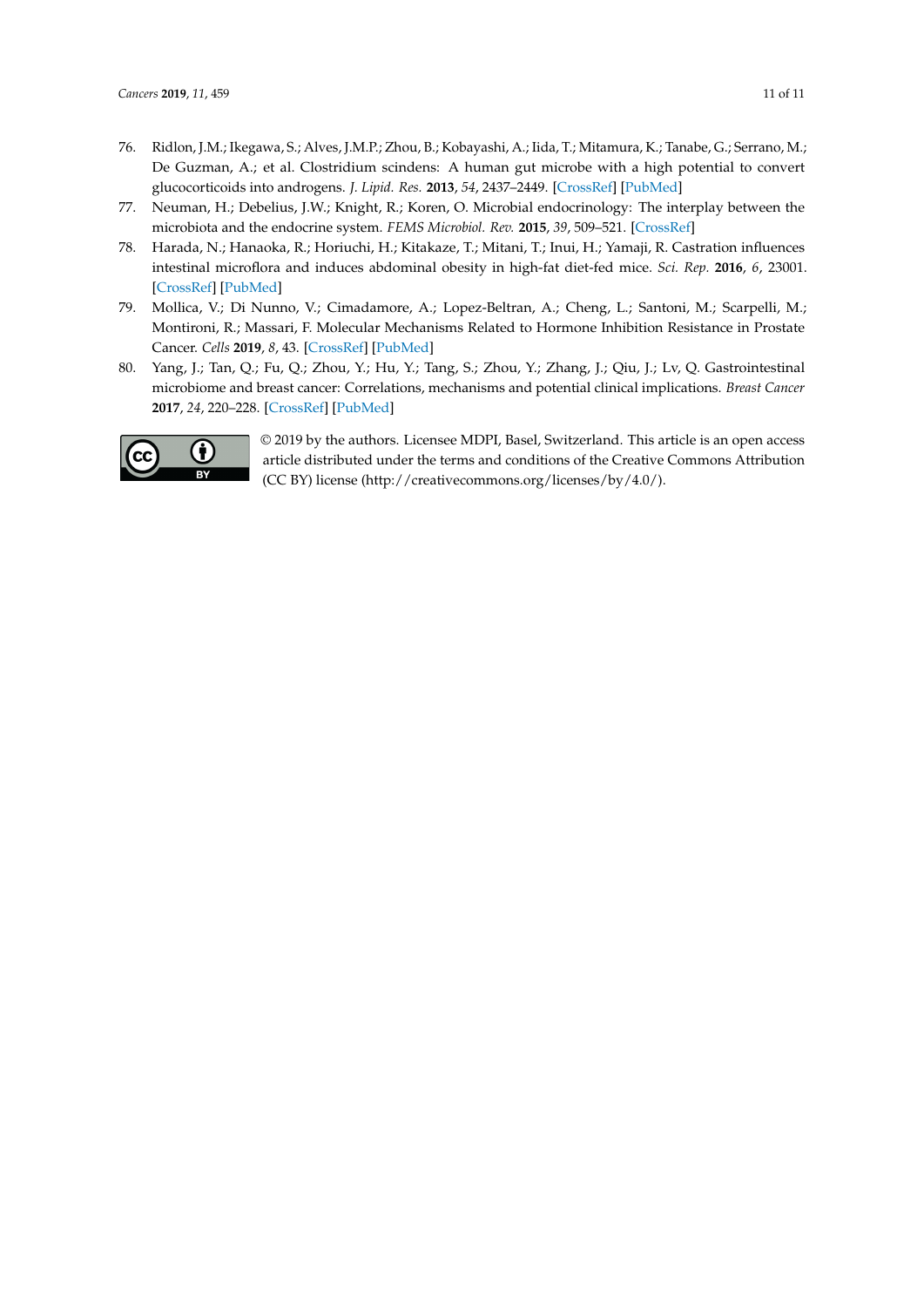76. Ridlon, J.M.; Ikegawa, S.; Alves, J.M.P.; Zhou, B.; Kobayashi, A.; Iida, T.; Mitamura, K.; Tanabe, G.; Serrano, M.; De Guzman, A.; et al. Clostridium scindens: A human gut microbe with a high potential to convert glucocorticoids into androgens. *J. Lipid. Res.* **2013**, *54*, 2437–2449. [CrossRef] [PubMed]
77. Neuman, H.; Debelius, J.W.; Knight, R.; Koren, O. Microbial endocrinology: The interplay between the microbiota and the endocrine system. *FEMS Microbiol. Rev.* **2015**, *39*, 509–521. [CrossRef]
78. Harada, N.; Hanaoka, R.; Horiuchi, H.; Kitakaze, T.; Mitani, T.; Inui, H.; Yamaji, R. Castration influences intestinal microflora and induces abdominal obesity in high-fat diet-fed mice. *Sci. Rep.* **2016**, *6*, 23001. [CrossRef] [PubMed]
79. Mollica, V.; Di Nunno, V.; Cimadamore, A.; Lopez-Beltran, A.; Cheng, L.; Santoni, M.; Scarpelli, M.; Montironi, R.; Massari, F. Molecular Mechanisms Related to Hormone Inhibition Resistance in Prostate Cancer. *Cells* **2019**, *8*, 43. [CrossRef] [PubMed]
80. Yang, J.; Tan, Q.; Fu, Q.; Zhou, Y.; Hu, Y.; Tang, S.; Zhou, Y.; Zhang, J.; Qiu, J.; Lv, Q. Gastrointestinal microbiome and breast cancer: Correlations, mechanisms and potential clinical implications. *Breast Cancer* **2017**, *24*, 220–228. [CrossRef] [PubMed]

© 2019 by the authors. Licensee MDPI, Basel, Switzerland. This article is an open access article distributed under the terms and conditions of the Creative Commons Attribution (CC BY) license (http://creativecommons.org/licenses/by/4.0/).